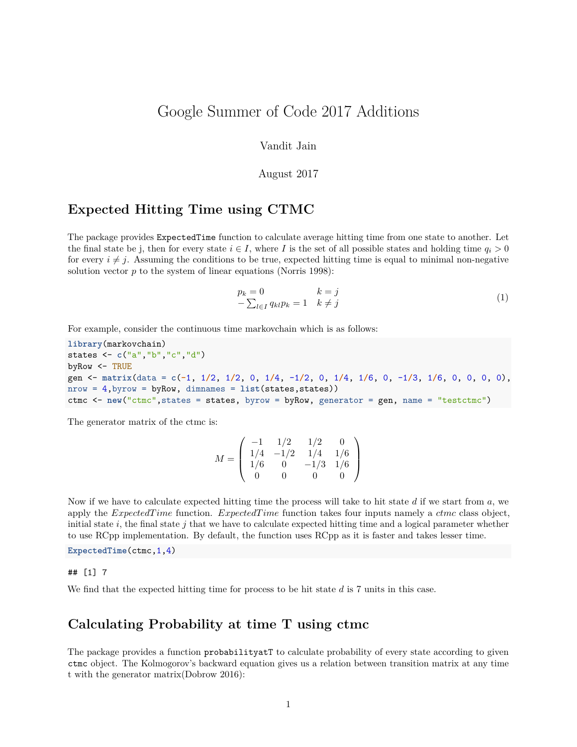# Google Summer of Code 2017 Additions

Vandit Jain

August 2017

## Expected Hitting Time using CTMC

The package provides `ExpectedTime` function to calculate average hitting time from one state to another. Let the final state be j, then for every state $i \in I$, where $I$ is the set of all possible states and holding time $q_i > 0$ for every $i \neq j$. Assuming the conditions to be true, expected hitting time is equal to minimal non-negative solution vector $p$ to the system of linear equations (Norris 1998):

$$\begin{array}{ll} p_k = 0 & k = j \\ -\sum_{l \in I} q_{kl} p_k = 1 & k \neq j \end{array} \tag{1}$$

For example, consider the continuous time markovchain which is as follows:

```
library(markovchain)
states <- c("a","b","c","d")
byRow <- TRUE
gen <- matrix(data = c(-1, 1/2, 1/2, 0, 1/4, -1/2, 0, 1/4, 1/6, 0, -1/3, 1/6, 0, 0, 0, 0),
nrow = 4,byrow = byRow, dimnames = list(states,states))
ctmc <- new("ctmc",states = states, byrow = byRow, generator = gen, name = "testctmc")
```

The generator matrix of the ctmc is:

$$M = \begin{pmatrix} -1 & 1/2 & 1/2 & 0 \\ 1/4 & -1/2 & 1/4 & 1/6 \\ 1/6 & 0 & -1/3 & 1/6 \\ 0 & 0 & 0 & 0 \end{pmatrix}$$

Now if we have to calculate expected hitting time the process will take to hit state $d$ if we start from $a$, we apply the *ExpectedTime* function. *ExpectedTime* function takes four inputs namely a *ctmc* class object, initial state $i$, the final state $j$ that we have to calculate expected hitting time and a logical parameter whether to use RCpp implementation. By default, the function uses RCpp as it is faster and takes lesser time.

```
ExpectedTime(ctmc,1,4)
```

```
## [1] 7
```

We find that the expected hitting time for process to be hit state $d$ is 7 units in this case.

## Calculating Probability at time T using ctmc

The package provides a function `probabilityatT` to calculate probability of every state according to given `ctmc` object. The Kolmogorov's backward equation gives us a relation between transition matrix at any time t with the generator matrix(Dobrow 2016):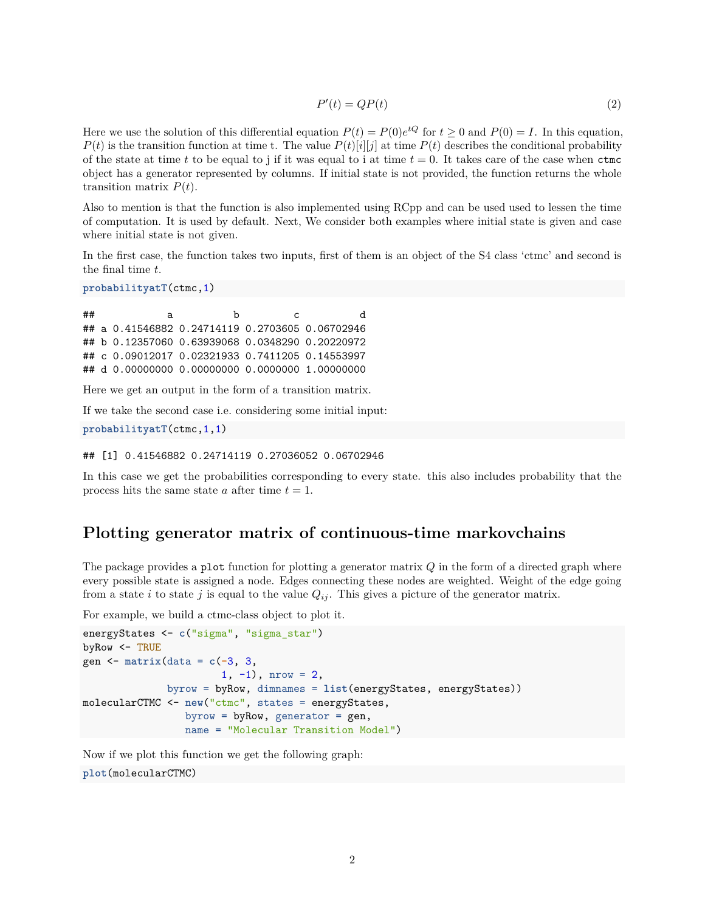$$P'(t) = QP(t) \tag{2}$$

Here we use the solution of this differential equation $P(t) = P(0)e^{tQ}$ for $t \geq 0$ and $P(0) = I$. In this equation, $P(t)$ is the transition function at time t. The value $P(t)[i][j]$ at time $P(t)$ describes the conditional probability of the state at time $t$ to be equal to j if it was equal to i at time $t = 0$. It takes care of the case when `ctmc` object has a generator represented by columns. If initial state is not provided, the function returns the whole transition matrix $P(t)$.

Also to mention is that the function is also implemented using RCpp and can be used used to lessen the time of computation. It is used by default. Next, We consider both examples where initial state is given and case where initial state is not given.

In the first case, the function takes two inputs, first of them is an object of the S4 class 'ctmc' and second is the final time $t$.

```
probabilityatT(ctmc,1)
```

```
##            a          b         c          d
## a 0.41546882 0.24714119 0.2703605 0.06702946
## b 0.12357060 0.63939068 0.0348290 0.20220972
## c 0.09012017 0.02321933 0.7411205 0.14553997
## d 0.00000000 0.00000000 0.0000000 1.00000000
```

Here we get an output in the form of a transition matrix.

If we take the second case i.e. considering some initial input:

```
probabilityatT(ctmc,1,1)
```

```
## [1] 0.41546882 0.24714119 0.27036052 0.06702946
```

In this case we get the probabilities corresponding to every state. this also includes probability that the process hits the same state $a$ after time $t = 1$.

## Plotting generator matrix of continuous-time markovchains

The package provides a `plot` function for plotting a generator matrix $Q$ in the form of a directed graph where every possible state is assigned a node. Edges connecting these nodes are weighted. Weight of the edge going from a state $i$ to state $j$ is equal to the value $Q_{ij}$. This gives a picture of the generator matrix.

For example, we build a ctmc-class object to plot it.

```
energyStates <- c("sigma", "sigma_star")
byRow <- TRUE
gen <- matrix(data = c(-3, 3,
                       1, -1), nrow = 2,
              byrow = byRow, dimnames = list(energyStates, energyStates))
molecularCTMC <- new("ctmc", states = energyStates,
                 byrow = byRow, generator = gen,
                 name = "Molecular Transition Model")
```

Now if we plot this function we get the following graph:

```
plot(molecularCTMC)
```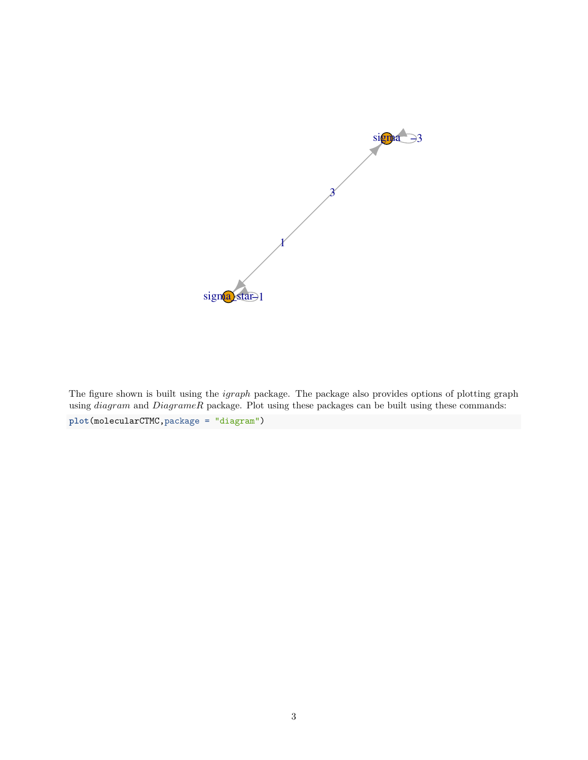The figure shown is built using the *igraph* package. The package also provides options of plotting graph using *diagram* and *DiagrameR* package. Plot using these packages can be built using these commands:

```
plot(molecularCTMC,package = "diagram")
```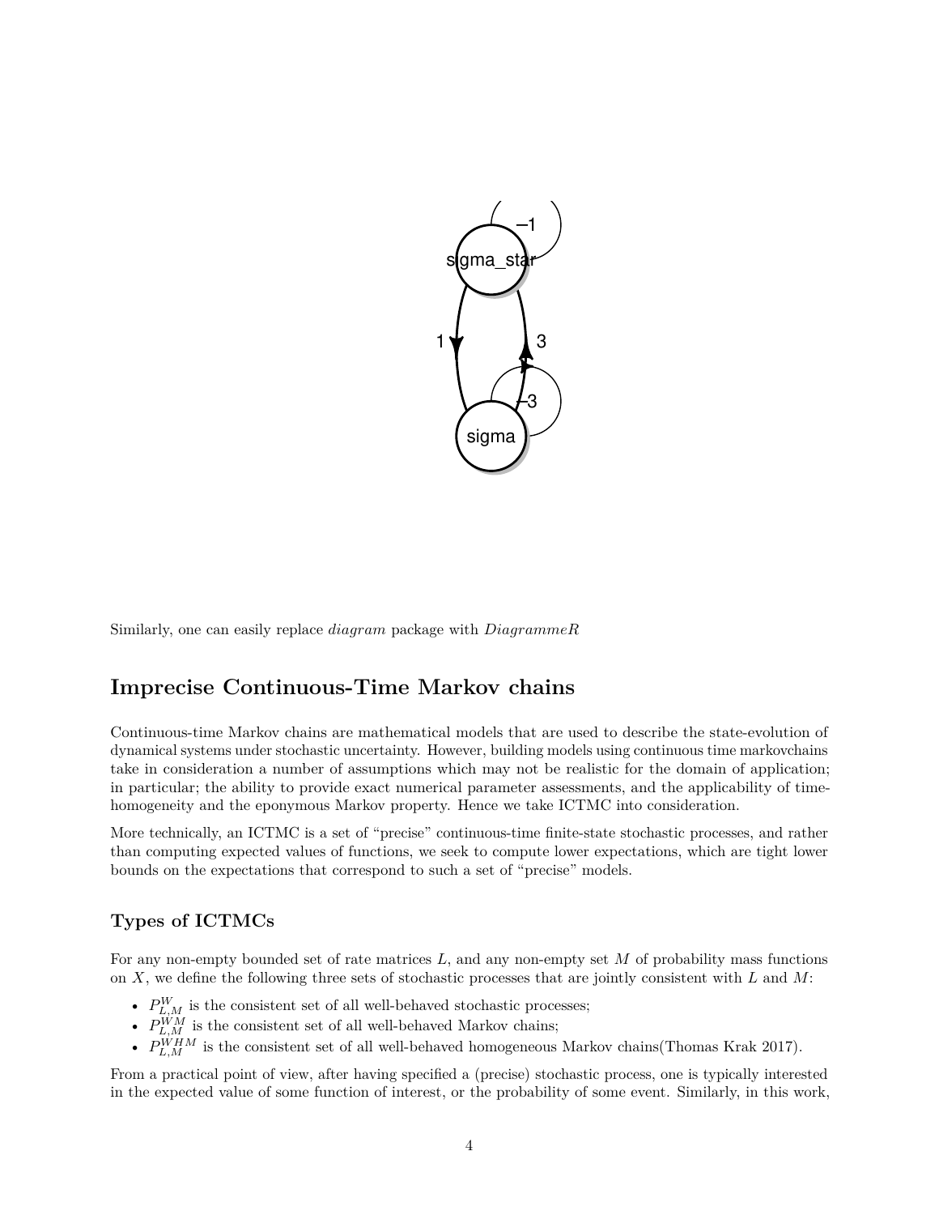Similarly, one can easily replace *diagram* package with *DiagrammeR*

## Imprecise Continuous-Time Markov chains

Continuous-time Markov chains are mathematical models that are used to describe the state-evolution of dynamical systems under stochastic uncertainty. However, building models using continuous time markovchains take in consideration a number of assumptions which may not be realistic for the domain of application; in particular; the ability to provide exact numerical parameter assessments, and the applicability of time-homogeneity and the eponymous Markov property. Hence we take ICTMC into consideration.

More technically, an ICTMC is a set of "precise" continuous-time finite-state stochastic processes, and rather than computing expected values of functions, we seek to compute lower expectations, which are tight lower bounds on the expectations that correspond to such a set of "precise" models.

### Types of ICTMCs

For any non-empty bounded set of rate matrices $L$, and any non-empty set $M$ of probability mass functions on $X$, we define the following three sets of stochastic processes that are jointly consistent with $L$ and $M$:

- $P_{L,M}^{W}$ is the consistent set of all well-behaved stochastic processes;
- $P_{L,M}^{WM}$ is the consistent set of all well-behaved Markov chains;
- $P_{L,M}^{WHM}$ is the consistent set of all well-behaved homogeneous Markov chains(Thomas Krak 2017).

From a practical point of view, after having specified a (precise) stochastic process, one is typically interested in the expected value of some function of interest, or the probability of some event. Similarly, in this work,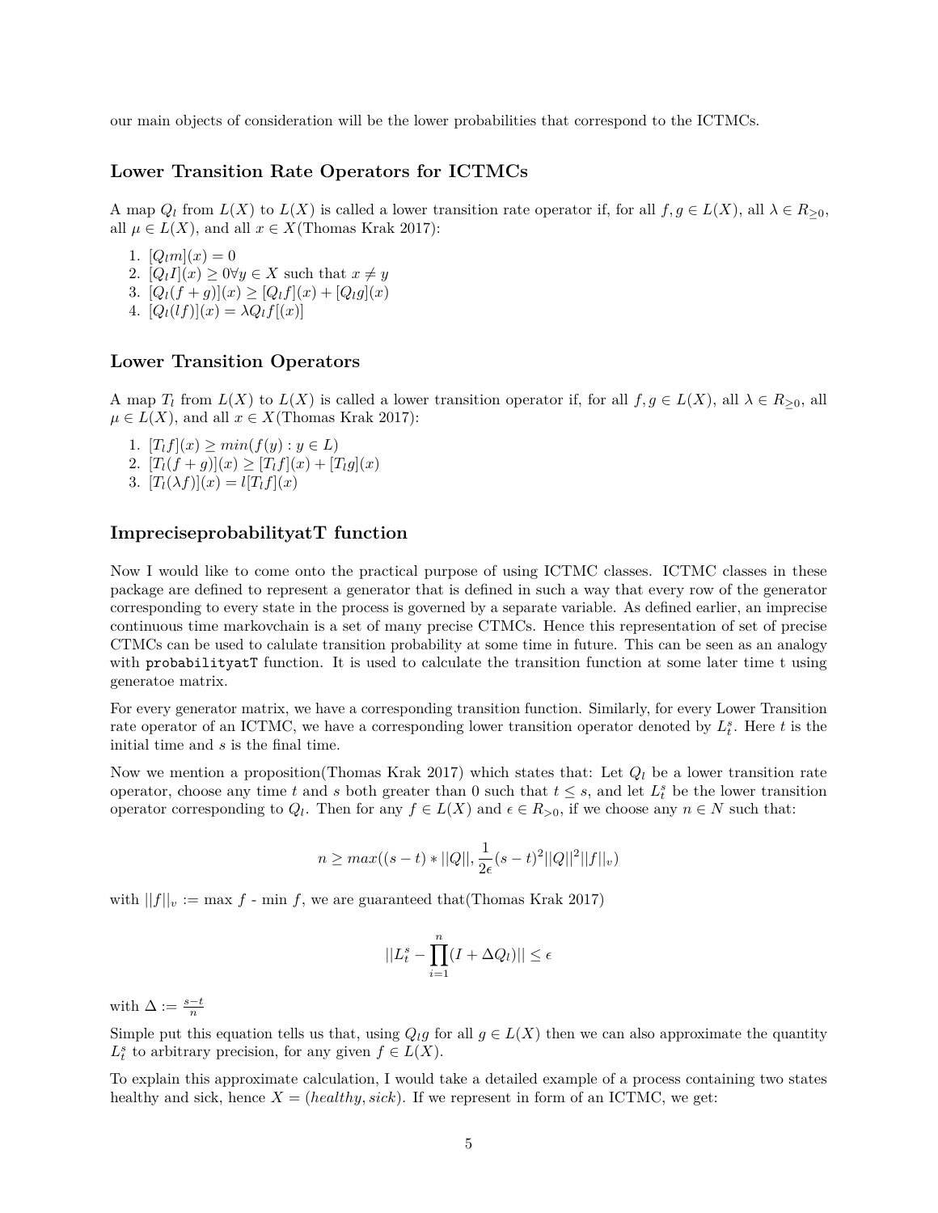our main objects of consideration will be the lower probabilities that correspond to the ICTMCs.

## Lower Transition Rate Operators for ICTMCs

A map $Q_l$ from $L(X)$ to $L(X)$ is called a lower transition rate operator if, for all $f, g \in L(X)$, all $\lambda \in R_{\geq 0}$, all $\mu \in L(X)$, and all $x \in X$(Thomas Krak 2017):

1. $[Q_l m](x) = 0$
2. $[Q_l I](x) \geq 0 \forall y \in X$ such that $x \neq y$
3. $[Q_l(f+g)](x) \geq [Q_l f](x) + [Q_l g](x)$
4. $[Q_l(lf)](x) = \lambda Q_l f[(x)]$

## Lower Transition Operators

A map $T_l$ from $L(X)$ to $L(X)$ is called a lower transition operator if, for all $f, g \in L(X)$, all $\lambda \in R_{\geq 0}$, all $\mu \in L(X)$, and all $x \in X$(Thomas Krak 2017):

1. $[T_l f](x) \geq min(f(y) : y \in L)$
2. $[T_l(f+g)](x) \geq [T_l f](x) + [T_l g](x)$
3. $[T_l(\lambda f)](x) = l[T_l f](x)$

## ImpreciseprobabilityatT function

Now I would like to come onto the practical purpose of using ICTMC classes. ICTMC classes in these package are defined to represent a generator that is defined in such a way that every row of the generator corresponding to every state in the process is governed by a separate variable. As defined earlier, an imprecise continuous time markovchain is a set of many precise CTMCs. Hence this representation of set of precise CTMCs can be used to calulate transition probability at some time in future. This can be seen as an analogy with `probabilityatT` function. It is used to calculate the transition function at some later time t using generatoe matrix.

For every generator matrix, we have a corresponding transition function. Similarly, for every Lower Transition rate operator of an ICTMC, we have a corresponding lower transition operator denoted by $L_t^s$. Here $t$ is the initial time and $s$ is the final time.

Now we mention a proposition(Thomas Krak 2017) which states that: Let $Q_l$ be a lower transition rate operator, choose any time $t$ and $s$ both greater than 0 such that $t \leq s$, and let $L_t^s$ be the lower transition operator corresponding to $Q_l$. Then for any $f \in L(X)$ and $\epsilon \in R_{>0}$, if we choose any $n \in N$ such that:

$$n \geq max((s-t) * ||Q||, \frac{1}{2\epsilon}(s-t)^2 ||Q||^2 ||f||_v)$$

with $||f||_v :=$ max $f$ - min $f$, we are guaranteed that(Thomas Krak 2017)

$$||L_t^s - \prod_{i=1}^{n}(I + \Delta Q_l)|| \leq \epsilon$$

with $\Delta := \frac{s-t}{n}$

Simple put this equation tells us that, using $Q_l g$ for all $g \in L(X)$ then we can also approximate the quantity $L_t^s$ to arbitrary precision, for any given $f \in L(X)$.

To explain this approximate calculation, I would take a detailed example of a process containing two states healthy and sick, hence $X = (healthy, sick)$. If we represent in form of an ICTMC, we get: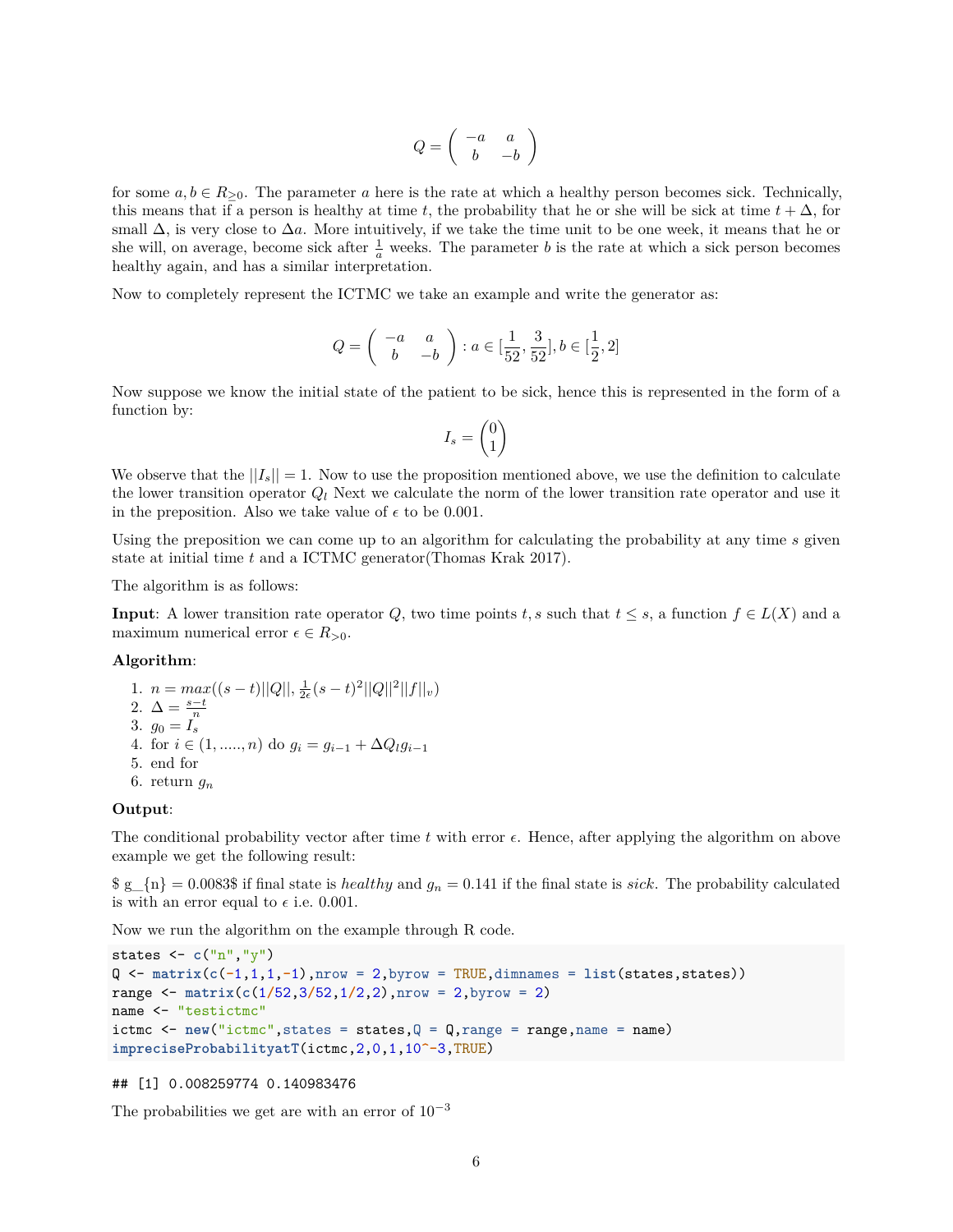$$Q = \begin{pmatrix} -a & a \\ b & -b \end{pmatrix}$$

for some $a, b \in R_{\geq 0}$. The parameter $a$ here is the rate at which a healthy person becomes sick. Technically, this means that if a person is healthy at time $t$, the probability that he or she will be sick at time $t + \Delta$, for small $\Delta$, is very close to $\Delta a$. More intuitively, if we take the time unit to be one week, it means that he or she will, on average, become sick after $\frac{1}{a}$ weeks. The parameter $b$ is the rate at which a sick person becomes healthy again, and has a similar interpretation.

Now to completely represent the ICTMC we take an example and write the generator as:

$$Q = \begin{pmatrix} -a & a \\ b & -b \end{pmatrix} : a \in [\frac{1}{52}, \frac{3}{52}], b \in [\frac{1}{2}, 2]$$

Now suppose we know the initial state of the patient to be sick, hence this is represented in the form of a function by:

$$I_s = \begin{pmatrix} 0 \\ 1 \end{pmatrix}$$

We observe that the $||I_s|| = 1$. Now to use the proposition mentioned above, we use the definition to calculate the lower transition operator $Q_l$ Next we calculate the norm of the lower transition rate operator and use it in the preposition. Also we take value of $\epsilon$ to be 0.001.

Using the preposition we can come up to an algorithm for calculating the probability at any time $s$ given state at initial time $t$ and a ICTMC generator(Thomas Krak 2017).

The algorithm is as follows:

**Input**: A lower transition rate operator $Q$, two time points $t, s$ such that $t \leq s$, a function $f \in L(X)$ and a maximum numerical error $\epsilon \in R_{>0}$.

**Algorithm**:

1. $n = max((s-t)||Q||, \frac{1}{2\epsilon}(s-t)^2||Q||^2||f||_v)$
2. $\Delta = \frac{s-t}{n}$
3. $g_0 = I_s$
4. for $i \in (1, ....., n)$ do $g_i = g_{i-1} + \Delta Q_l g_{i-1}$
5. end for
6. return $g_n$

**Output**:

The conditional probability vector after time $t$ with error $\epsilon$. Hence, after applying the algorithm on above example we get the following result:

$ g_{n} = 0.0083$ if final state is *healthy* and $g_n = 0.141$ if the final state is *sick*. The probability calculated is with an error equal to $\epsilon$ i.e. 0.001.

Now we run the algorithm on the example through R code.

```
states <- c("n","y")
Q <- matrix(c(-1,1,1,-1),nrow = 2,byrow = TRUE,dimnames = list(states,states))
range <- matrix(c(1/52,3/52,1/2,2),nrow = 2,byrow = 2)
name <- "testictmc"
ictmc <- new("ictmc",states = states,Q = Q,range = range,name = name)
impreciseProbabilityatT(ictmc,2,0,1,10^-3,TRUE)
```

```
## [1] 0.008259774 0.140983476
```

The probabilities we get are with an error of $10^{-3}$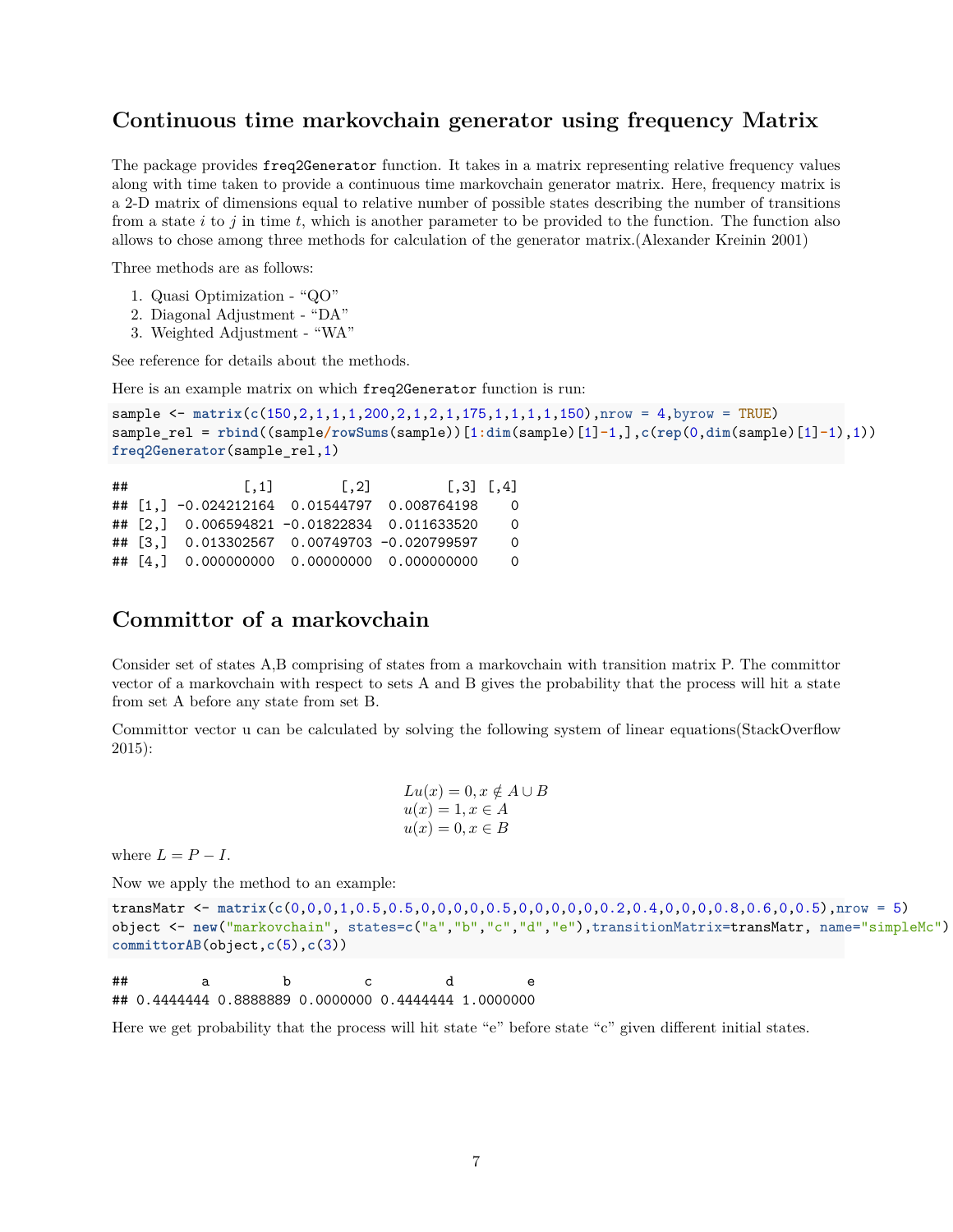## Continuous time markovchain generator using frequency Matrix

The package provides `freq2Generator` function. It takes in a matrix representing relative frequency values along with time taken to provide a continuous time markovchain generator matrix. Here, frequency matrix is a 2-D matrix of dimensions equal to relative number of possible states describing the number of transitions from a state $i$ to $j$ in time $t$, which is another parameter to be provided to the function. The function also allows to chose among three methods for calculation of the generator matrix.(Alexander Kreinin 2001)

Three methods are as follows:

1. Quasi Optimization - "QO"
2. Diagonal Adjustment - "DA"
3. Weighted Adjustment - "WA"

See reference for details about the methods.

Here is an example matrix on which `freq2Generator` function is run:

```
sample <- matrix(c(150,2,1,1,1,200,2,1,2,1,175,1,1,1,1,150),nrow = 4,byrow = TRUE)
sample_rel = rbind((sample/rowSums(sample))[1:dim(sample)[1]-1,],c(rep(0,dim(sample)[1]-1),1))
freq2Generator(sample_rel,1)
```

```
##              [,1]        [,2]         [,3] [,4]
## [1,] -0.024212164  0.01544797  0.008764198    0
## [2,]  0.006594821 -0.01822834  0.011633520    0
## [3,]  0.013302567  0.00749703 -0.020799597    0
## [4,]  0.000000000  0.00000000  0.000000000    0
```

## Committor of a markovchain

Consider set of states A,B comprising of states from a markovchain with transition matrix P. The committor vector of a markovchain with respect to sets A and B gives the probability that the process will hit a state from set A before any state from set B.

Committor vector u can be calculated by solving the following system of linear equations(StackOverflow 2015):

$$
\begin{aligned}
&Lu(x) = 0, x \notin A \cup B \\
&u(x) = 1, x \in A \\
&u(x) = 0, x \in B
\end{aligned}
$$

where $L = P - I$.

Now we apply the method to an example:

```
transMatr <- matrix(c(0,0,0,1,0.5,0.5,0,0,0,0,0.5,0,0,0,0,0,0.2,0.4,0,0,0,0.8,0.6,0,0.5),nrow = 5)
object <- new("markovchain", states=c("a","b","c","d","e"),transitionMatrix=transMatr, name="simpleMc")
committorAB(object,c(5),c(3))
```

```
##         a         b         c         d         e
## 0.4444444 0.8888889 0.0000000 0.4444444 1.0000000
```

Here we get probability that the process will hit state "e" before state "c" given different initial states.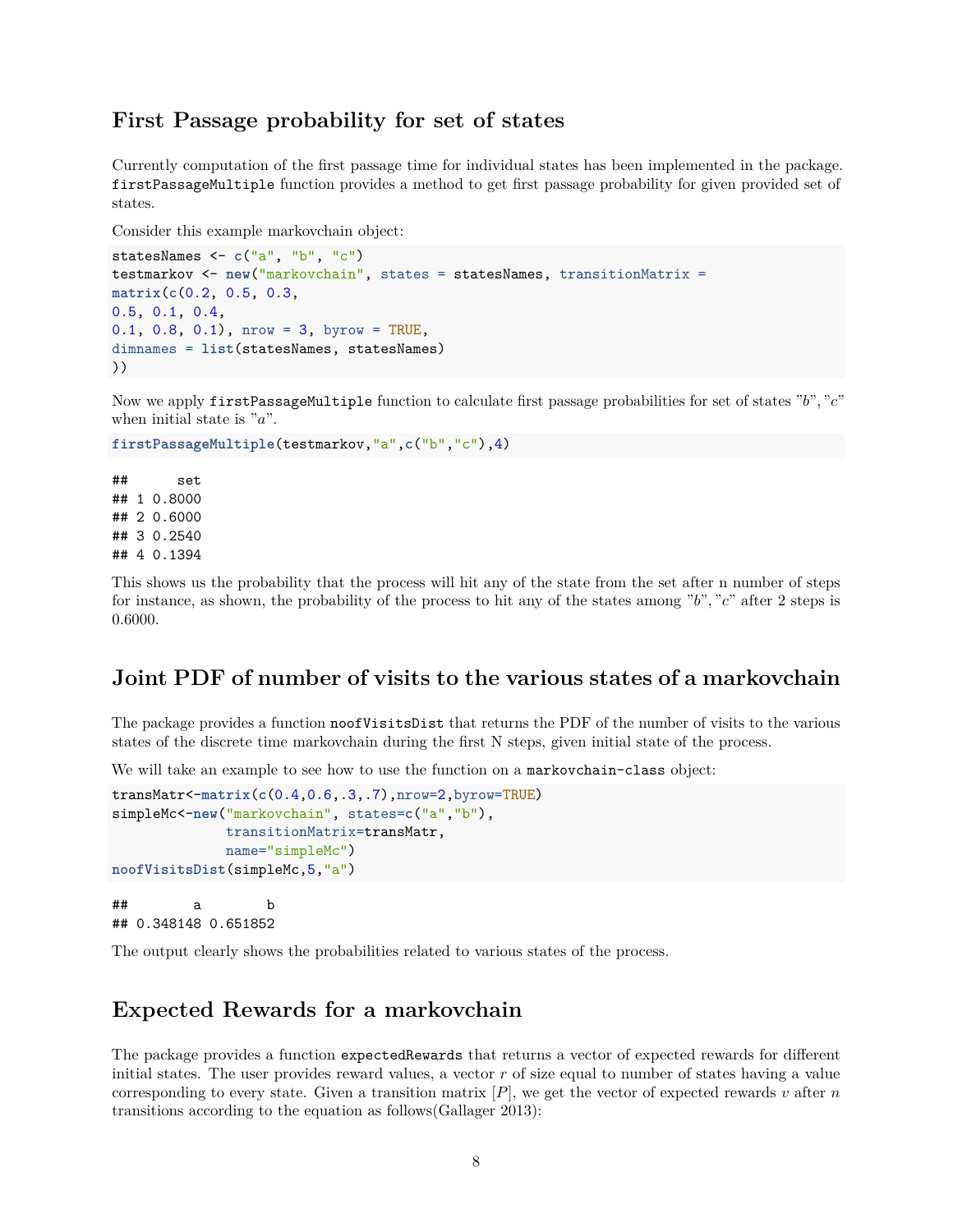## First Passage probability for set of states

Currently computation of the first passage time for individual states has been implemented in the package. `firstPassageMultiple` function provides a method to get first passage probability for given provided set of states.

Consider this example markovchain object:

```
statesNames <- c("a", "b", "c")
testmarkov <- new("markovchain", states = statesNames, transitionMatrix =
matrix(c(0.2, 0.5, 0.3,
0.5, 0.1, 0.4,
0.1, 0.8, 0.1), nrow = 3, byrow = TRUE,
dimnames = list(statesNames, statesNames)
))
```

Now we apply `firstPassageMultiple` function to calculate first passage probabilities for set of states "$b$", "$c$" when initial state is "$a$".

```
firstPassageMultiple(testmarkov,"a",c("b","c"),4)
```

```
##      set
## 1 0.8000
## 2 0.6000
## 3 0.2540
## 4 0.1394
```

This shows us the probability that the process will hit any of the state from the set after n number of steps for instance, as shown, the probability of the process to hit any of the states among "$b$", "$c$" after 2 steps is 0.6000.

## Joint PDF of number of visits to the various states of a markovchain

The package provides a function `noofVisitsDist` that returns the PDF of the number of visits to the various states of the discrete time markovchain during the first N steps, given initial state of the process.

We will take an example to see how to use the function on a `markovchain-class` object:

```
transMatr<-matrix(c(0.4,0.6,.3,.7),nrow=2,byrow=TRUE)
simpleMc<-new("markovchain", states=c("a","b"),
             transitionMatrix=transMatr,
             name="simpleMc")
noofVisitsDist(simpleMc,5,"a")
```

```
##        a        b
## 0.348148 0.651852
```

The output clearly shows the probabilities related to various states of the process.

## Expected Rewards for a markovchain

The package provides a function `expectedRewards` that returns a vector of expected rewards for different initial states. The user provides reward values, a vector $r$ of size equal to number of states having a value corresponding to every state. Given a transition matrix $[P]$, we get the vector of expected rewards $v$ after $n$ transitions according to the equation as follows(Gallager 2013):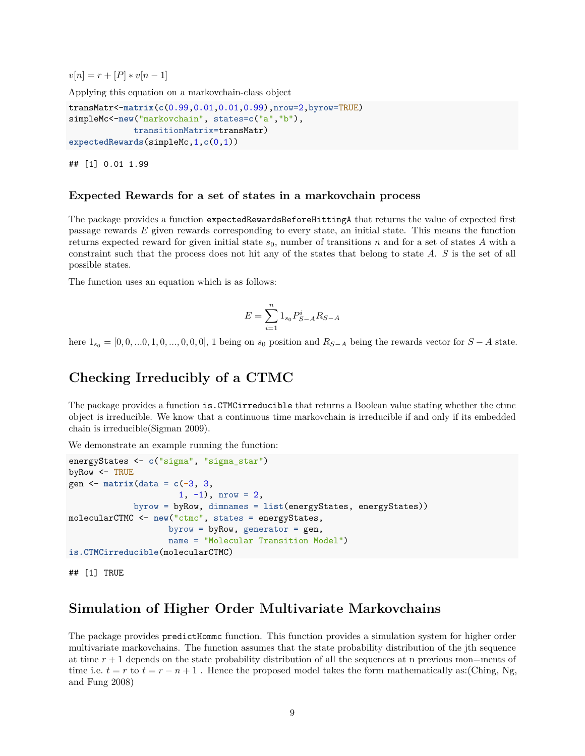$v[n] = r + [P] * v[n-1]$

Applying this equation on a markovchain-class object

```
transMatr<-matrix(c(0.99,0.01,0.01,0.99),nrow=2,byrow=TRUE)
simpleMc<-new("markovchain", states=c("a","b"),
             transitionMatrix=transMatr)
expectedRewards(simpleMc,1,c(0,1))
```

```
## [1] 0.01 1.99
```

### Expected Rewards for a set of states in a markovchain process

The package provides a function `expectedRewardsBeforeHittingA` that returns the value of expected first passage rewards $E$ given rewards corresponding to every state, an initial state. This means the function returns expected reward for given initial state $s_0$, number of transitions $n$ and for a set of states $A$ with a constraint such that the process does not hit any of the states that belong to state $A$. $S$ is the set of all possible states.

The function uses an equation which is as follows:

$$E = \sum_{i=1}^{n} 1_{s_0} P^i_{S-A} R_{S-A}$$

here $1_{s_0} = [0, 0, ...0, 1, 0, ..., 0, 0, 0]$, 1 being on $s_0$ position and $R_{S-A}$ being the rewards vector for $S - A$ state.

## Checking Irreducibly of a CTMC

The package provides a function `is.CTMCirreducible` that returns a Boolean value stating whether the ctmc object is irreducible. We know that a continuous time markovchain is irreducible if and only if its embedded chain is irreducible(Sigman 2009).

We demonstrate an example running the function:

```
energyStates <- c("sigma", "sigma_star")
byRow <- TRUE
gen <- matrix(data = c(-3, 3,
                       1, -1), nrow = 2,
             byrow = byRow, dimnames = list(energyStates, energyStates))
molecularCTMC <- new("ctmc", states = energyStates,
                    byrow = byRow, generator = gen,
                    name = "Molecular Transition Model")
is.CTMCirreducible(molecularCTMC)
```

```
## [1] TRUE
```

## Simulation of Higher Order Multivariate Markovchains

The package provides `predictHommc` function. This function provides a simulation system for higher order multivariate markovchains. The function assumes that the state probability distribution of the jth sequence at time $r + 1$ depends on the state probability distribution of all the sequences at n previous mon=ments of time i.e. $t = r$ to $t = r - n + 1$ . Hence the proposed model takes the form mathematically as:(Ching, Ng, and Fung 2008)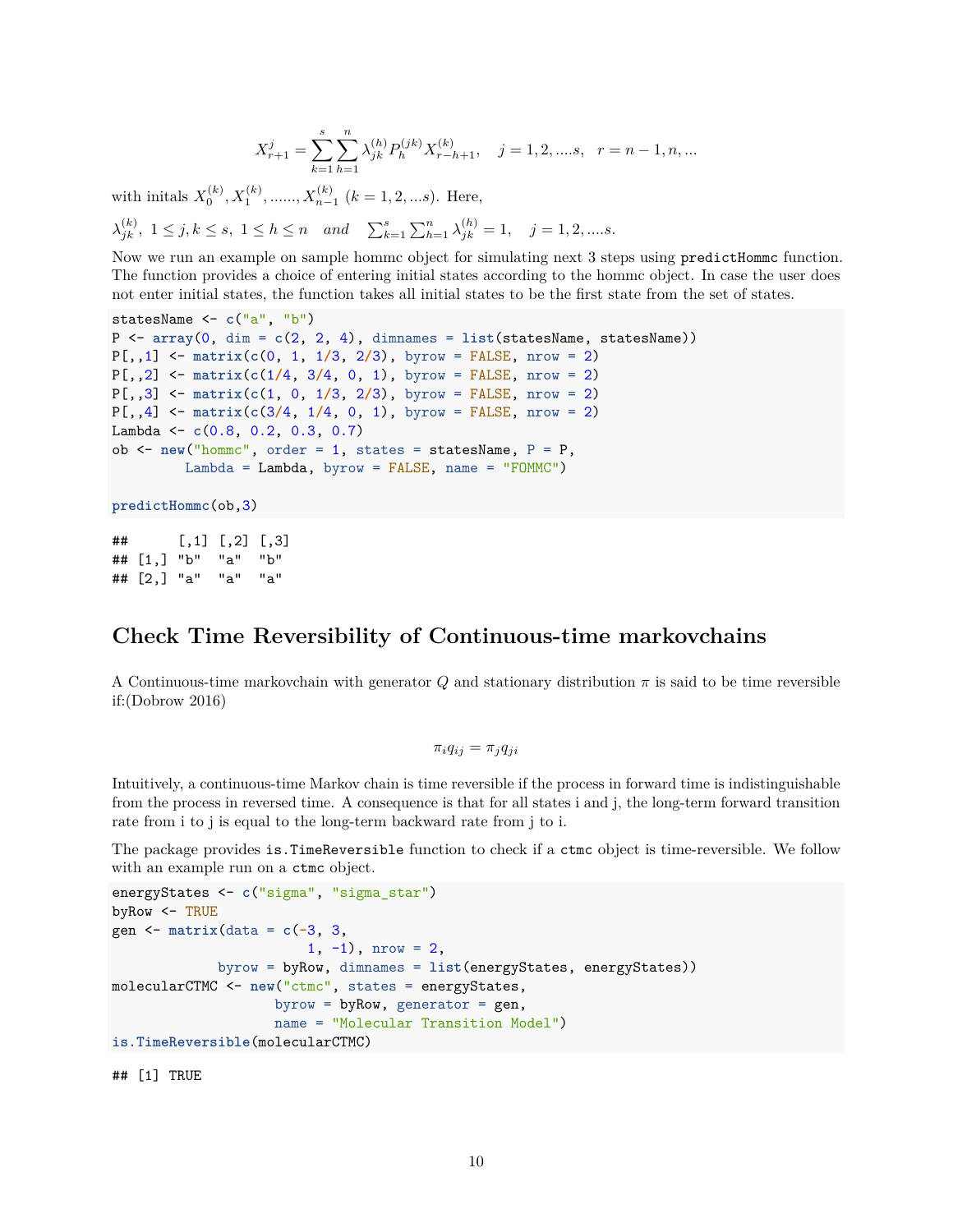$$X_{r+1}^{j} = \sum_{k=1}^{s}\sum_{h=1}^{n} \lambda_{jk}^{(h)} P_{h}^{(jk)} X_{r-h+1}^{(k)}, \quad j = 1, 2, ....s, \quad r = n-1, n, ...$$

with initals $X_0^{(k)}, X_1^{(k)}, ......, X_{n-1}^{(k)}$ $(k = 1, 2, ...s)$. Here,

$\lambda_{jk}^{(k)}, \; 1 \leq j, k \leq s, \; 1 \leq h \leq n \quad and \quad \sum_{k=1}^{s}\sum_{h=1}^{n} \lambda_{jk}^{(h)} = 1, \quad j = 1, 2, ....s.$

Now we run an example on sample hommc object for simulating next 3 steps using `predictHommc` function. The function provides a choice of entering initial states according to the hommc object. In case the user does not enter initial states, the function takes all initial states to be the first state from the set of states.

```
statesName <- c("a", "b")
P <- array(0, dim = c(2, 2, 4), dimnames = list(statesName, statesName))
P[,,1] <- matrix(c(0, 1, 1/3, 2/3), byrow = FALSE, nrow = 2)
P[,,2] <- matrix(c(1/4, 3/4, 0, 1), byrow = FALSE, nrow = 2)
P[,,3] <- matrix(c(1, 0, 1/3, 2/3), byrow = FALSE, nrow = 2)
P[,,4] <- matrix(c(3/4, 1/4, 0, 1), byrow = FALSE, nrow = 2)
Lambda <- c(0.8, 0.2, 0.3, 0.7)
ob <- new("hommc", order = 1, states = statesName, P = P,
         Lambda = Lambda, byrow = FALSE, name = "FOMMC")

predictHommc(ob,3)
```

```
##      [,1] [,2] [,3]
## [1,] "b"  "a"  "b"
## [2,] "a"  "a"  "a"
```

## Check Time Reversibility of Continuous-time markovchains

A Continuous-time markovchain with generator $Q$ and stationary distribution $\pi$ is said to be time reversible if:(Dobrow 2016)

$$\pi_i q_{ij} = \pi_j q_{ji}$$

Intuitively, a continuous-time Markov chain is time reversible if the process in forward time is indistinguishable from the process in reversed time. A consequence is that for all states i and j, the long-term forward transition rate from i to j is equal to the long-term backward rate from j to i.

The package provides `is.TimeReversible` function to check if a `ctmc` object is time-reversible. We follow with an example run on a `ctmc` object.

```
energyStates <- c("sigma", "sigma_star")
byRow <- TRUE
gen <- matrix(data = c(-3, 3,
                       1, -1), nrow = 2,
             byrow = byRow, dimnames = list(energyStates, energyStates))
molecularCTMC <- new("ctmc", states = energyStates,
                    byrow = byRow, generator = gen,
                    name = "Molecular Transition Model")
is.TimeReversible(molecularCTMC)
```

```
## [1] TRUE
```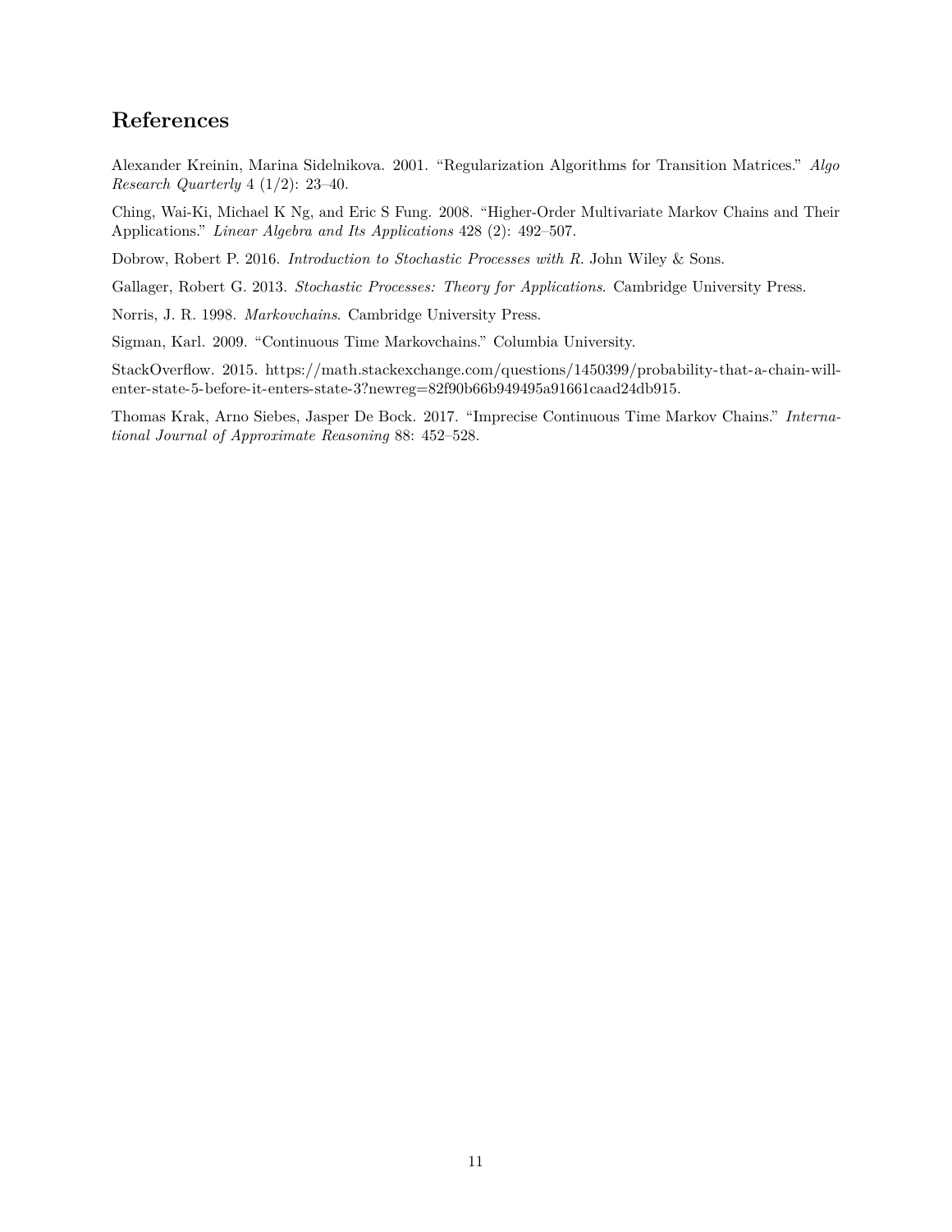## References

Alexander Kreinin, Marina Sidelnikova. 2001. "Regularization Algorithms for Transition Matrices." *Algo Research Quarterly* 4 (1/2): 23–40.

Ching, Wai-Ki, Michael K Ng, and Eric S Fung. 2008. "Higher-Order Multivariate Markov Chains and Their Applications." *Linear Algebra and Its Applications* 428 (2): 492–507.

Dobrow, Robert P. 2016. *Introduction to Stochastic Processes with R*. John Wiley & Sons.

Gallager, Robert G. 2013. *Stochastic Processes: Theory for Applications*. Cambridge University Press.

Norris, J. R. 1998. *Markovchains*. Cambridge University Press.

Sigman, Karl. 2009. "Continuous Time Markovchains." Columbia University.

StackOverflow. 2015. https://math.stackexchange.com/questions/1450399/probability-that-a-chain-will-enter-state-5-before-it-enters-state-3?newreg=82f90b66b949495a91661caad24db915.

Thomas Krak, Arno Siebes, Jasper De Bock. 2017. "Imprecise Continuous Time Markov Chains." *International Journal of Approximate Reasoning* 88: 452–528.